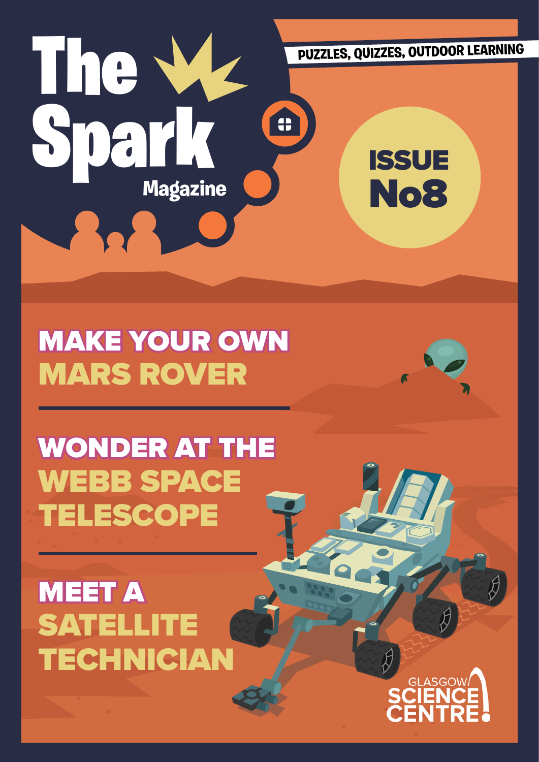# The Spark Magazine

PUZZLES, QUIZZES, OUTDOOR LEARNING

ISSUE No8

## MAKE YOUR OWN MARS ROVER

## WONDER AT THE WEBB SPACE TELESCOPE

## MEET A SATELLITE TECHNICIAN

GLASGOW SCIENCE CENTRE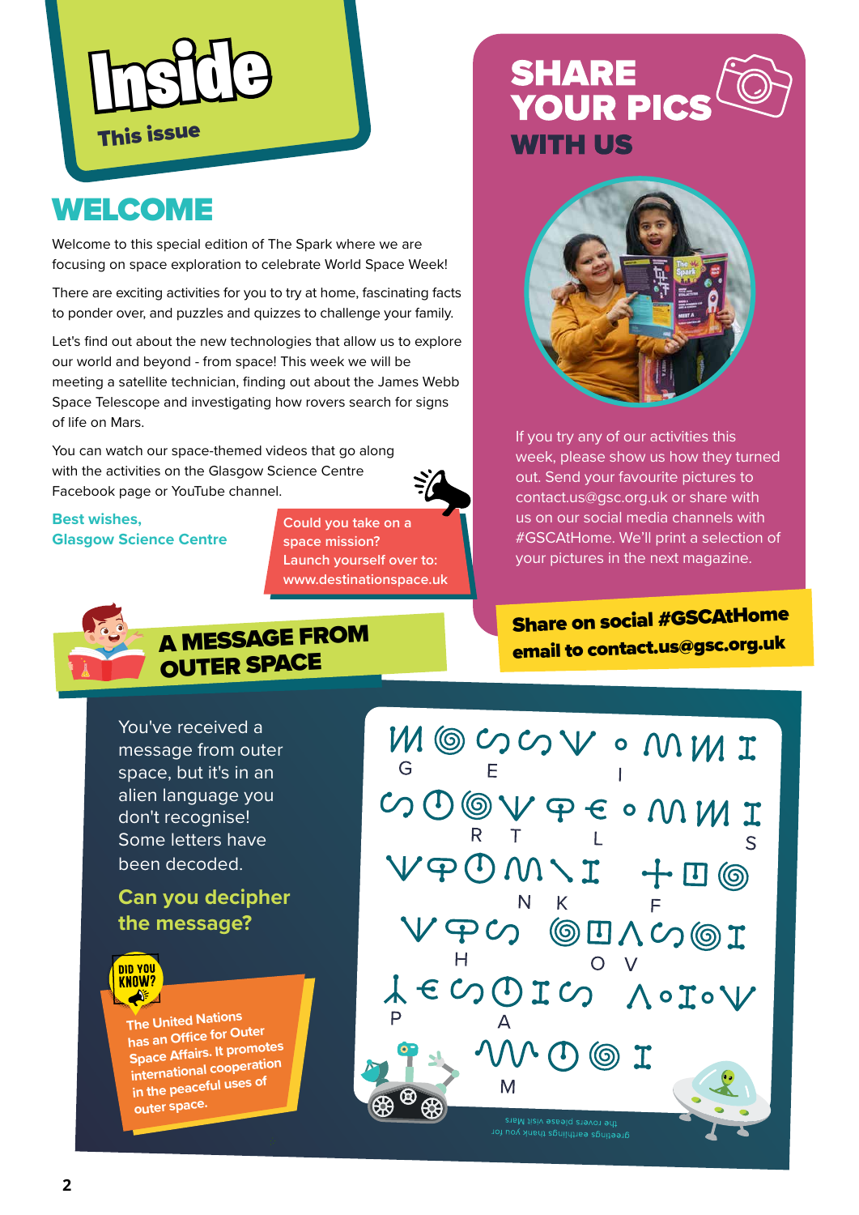# Inside
This issue

## WELCOME

Welcome to this special edition of The Spark where we are focusing on space exploration to celebrate World Space Week!

There are exciting activities for you to try at home, fascinating facts to ponder over, and puzzles and quizzes to challenge your family.

Let's find out about the new technologies that allow us to explore our world and beyond - from space! This week we will be meeting a satellite technician, finding out about the James Webb Space Telescope and investigating how rovers search for signs of life on Mars.

You can watch our space-themed videos that go along with the activities on the Glasgow Science Centre Facebook page or YouTube channel.

**Best wishes,**
**Glasgow Science Centre**

Could you take on a space mission? Launch yourself over to: www.destinationspace.uk

## SHARE YOUR PICS WITH US

If you try any of our activities this week, please show us how they turned out. Send your favourite pictures to contact.us@gsc.org.uk or share with us on our social media channels with #GSCAtHome. We'll print a selection of your pictures in the next magazine.

**Share on social #GSCAtHome**
**email to contact.us@gsc.org.uk**

## A MESSAGE FROM OUTER SPACE

You've received a message from outer space, but it's in an alien language you don't recognise! Some letters have been decoded.

**Can you decipher the message?**

G E I
R T L S
N K F
H O V
P A
M

the rovers please visit Mars
greetings earthlings thank you for

**DID YOU KNOW?**

The United Nations has an Office for Outer Space Affairs. It promotes international cooperation in the peaceful uses of outer space.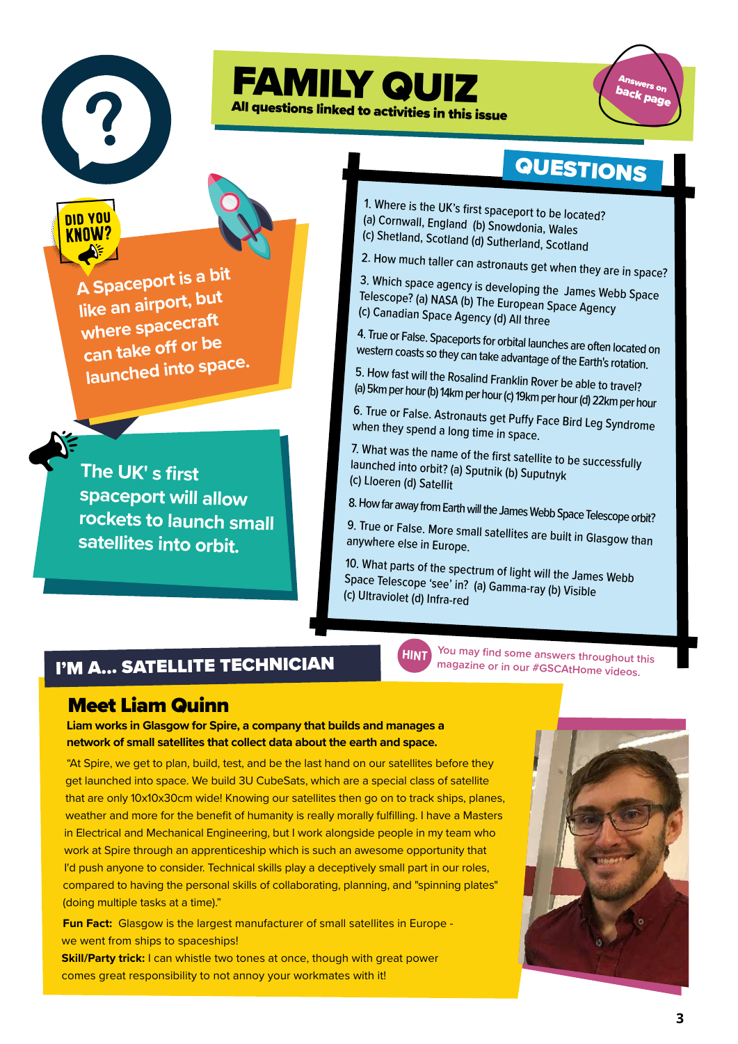# FAMILY QUIZ

**All questions linked to activities in this issue**

Answers on back page

**DID YOU KNOW?**

A Spaceport is a bit like an airport, but where spacecraft can take off or be launched into space.

The UK' s first spaceport will allow rockets to launch small satellites into orbit.

## QUESTIONS

1. Where is the UK's first spaceport to be located? (a) Cornwall, England (b) Snowdonia, Wales (c) Shetland, Scotland (d) Sutherland, Scotland
2. How much taller can astronauts get when they are in space?
3. Which space agency is developing the James Webb Space Telescope? (a) NASA (b) The European Space Agency (c) Canadian Space Agency (d) All three
4. True or False. Spaceports for orbital launches are often located on western coasts so they can take advantage of the Earth's rotation.
5. How fast will the Rosalind Franklin Rover be able to travel? (a) 5km per hour (b) 14km per hour (c) 19km per hour (d) 22km per hour
6. True or False. Astronauts get Puffy Face Bird Leg Syndrome when they spend a long time in space.
7. What was the name of the first satellite to be successfully launched into orbit? (a) Sputnik (b) Suputnyk (c) Lloeren (d) Satellit
8. How far away from Earth will the James Webb Space Telescope orbit?
9. True or False. More small satellites are built in Glasgow than anywhere else in Europe.
10. What parts of the spectrum of light will the James Webb Space Telescope 'see' in? (a) Gamma-ray (b) Visible (c) Ultraviolet (d) Infra-red

**HINT** You may find some answers throughout this magazine or in our #GSCAtHome videos.

## I'M A... SATELLITE TECHNICIAN

### Meet Liam Quinn

**Liam works in Glasgow for Spire, a company that builds and manages a network of small satellites that collect data about the earth and space.**

"At Spire, we get to plan, build, test, and be the last hand on our satellites before they get launched into space. We build 3U CubeSats, which are a special class of satellite that are only 10x10x30cm wide! Knowing our satellites then go on to track ships, planes, weather and more for the benefit of humanity is really morally fulfilling. I have a Masters in Electrical and Mechanical Engineering, but I work alongside people in my team who work at Spire through an apprenticeship which is such an awesome opportunity that I'd push anyone to consider. Technical skills play a deceptively small part in our roles, compared to having the personal skills of collaborating, planning, and "spinning plates" (doing multiple tasks at a time)."

**Fun Fact:** Glasgow is the largest manufacturer of small satellites in Europe - we went from ships to spaceships!

**Skill/Party trick:** I can whistle two tones at once, though with great power comes great responsibility to not annoy your workmates with it!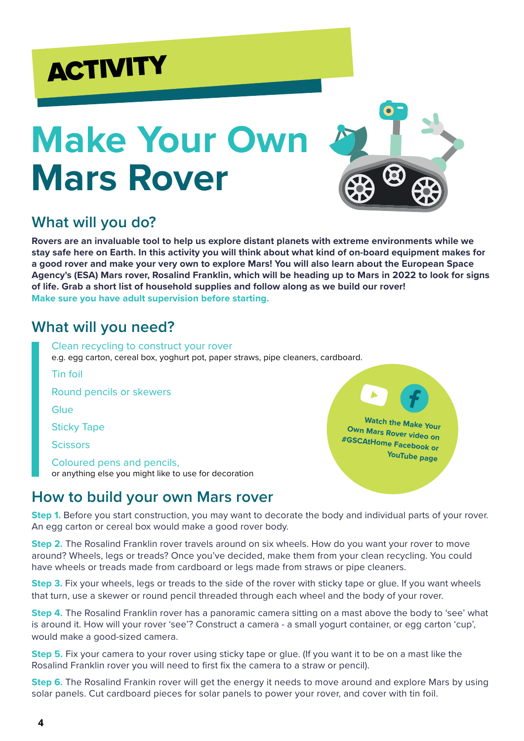# ACTIVITY

# Make Your Own Mars Rover

## What will you do?

**Rovers are an invaluable tool to help us explore distant planets with extreme environments while we stay safe here on Earth. In this activity you will think about what kind of on-board equipment makes for a good rover and make your very own to explore Mars! You will also learn about the European Space Agency's (ESA) Mars rover, Rosalind Franklin, which will be heading up to Mars in 2022 to look for signs of life. Grab a short list of household supplies and follow along as we build our rover!**

**Make sure you have adult supervision before starting.**

## What will you need?

Clean recycling to construct your rover
e.g. egg carton, cereal box, yoghurt pot, paper straws, pipe cleaners, cardboard.

Tin foil

Round pencils or skewers

Glue

Sticky Tape

Scissors

Coloured pens and pencils,
or anything else you might like to use for decoration

Watch the Make Your Own Mars Rover video on #GSCAtHome Facebook or YouTube page

## How to build your own Mars rover

**Step 1.** Before you start construction, you may want to decorate the body and individual parts of your rover. An egg carton or cereal box would make a good rover body.

**Step 2.** The Rosalind Franklin rover travels around on six wheels. How do you want your rover to move around? Wheels, legs or treads? Once you've decided, make them from your clean recycling. You could have wheels or treads made from cardboard or legs made from straws or pipe cleaners.

**Step 3.** Fix your wheels, legs or treads to the side of the rover with sticky tape or glue. If you want wheels that turn, use a skewer or round pencil threaded through each wheel and the body of your rover.

**Step 4.** The Rosalind Franklin rover has a panoramic camera sitting on a mast above the body to 'see' what is around it. How will your rover 'see'? Construct a camera - a small yogurt container, or egg carton 'cup', would make a good-sized camera.

**Step 5.** Fix your camera to your rover using sticky tape or glue. (If you want it to be on a mast like the Rosalind Franklin rover you will need to first fix the camera to a straw or pencil).

**Step 6.** The Rosalind Frankin rover will get the energy it needs to move around and explore Mars by using solar panels. Cut cardboard pieces for solar panels to power your rover, and cover with tin foil.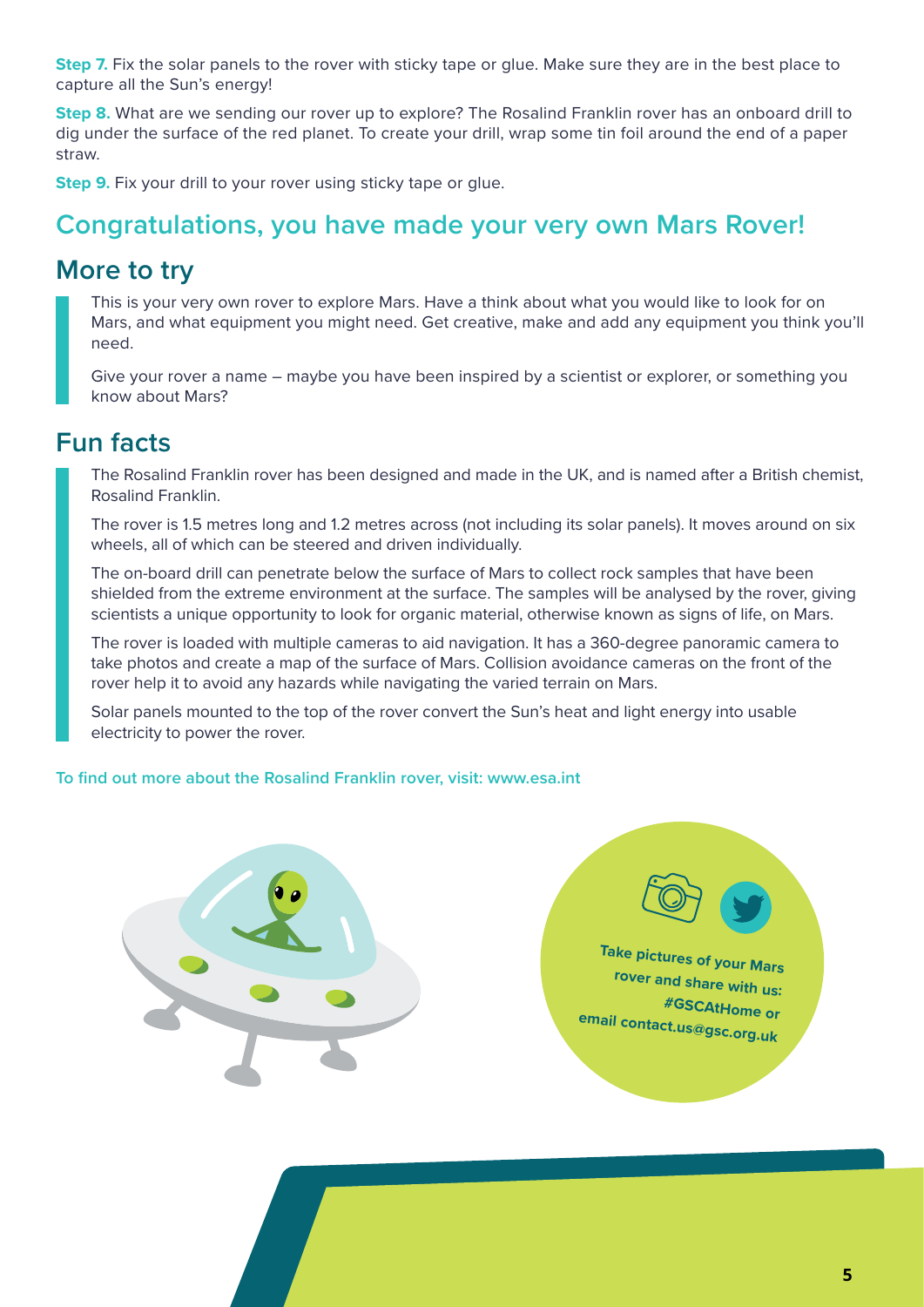**Step 7.** Fix the solar panels to the rover with sticky tape or glue. Make sure they are in the best place to capture all the Sun's energy!

**Step 8.** What are we sending our rover up to explore? The Rosalind Franklin rover has an onboard drill to dig under the surface of the red planet. To create your drill, wrap some tin foil around the end of a paper straw.

**Step 9.** Fix your drill to your rover using sticky tape or glue.

## Congratulations, you have made your very own Mars Rover!

## More to try

This is your very own rover to explore Mars. Have a think about what you would like to look for on Mars, and what equipment you might need. Get creative, make and add any equipment you think you'll need.

Give your rover a name – maybe you have been inspired by a scientist or explorer, or something you know about Mars?

## Fun facts

The Rosalind Franklin rover has been designed and made in the UK, and is named after a British chemist, Rosalind Franklin.

The rover is 1.5 metres long and 1.2 metres across (not including its solar panels). It moves around on six wheels, all of which can be steered and driven individually.

The on-board drill can penetrate below the surface of Mars to collect rock samples that have been shielded from the extreme environment at the surface. The samples will be analysed by the rover, giving scientists a unique opportunity to look for organic material, otherwise known as signs of life, on Mars.

The rover is loaded with multiple cameras to aid navigation. It has a 360-degree panoramic camera to take photos and create a map of the surface of Mars. Collision avoidance cameras on the front of the rover help it to avoid any hazards while navigating the varied terrain on Mars.

Solar panels mounted to the top of the rover convert the Sun's heat and light energy into usable electricity to power the rover.

**To find out more about the Rosalind Franklin rover, visit: www.esa.int**

**Take pictures of your Mars rover and share with us: #GSCAtHome or email contact.us@gsc.org.uk**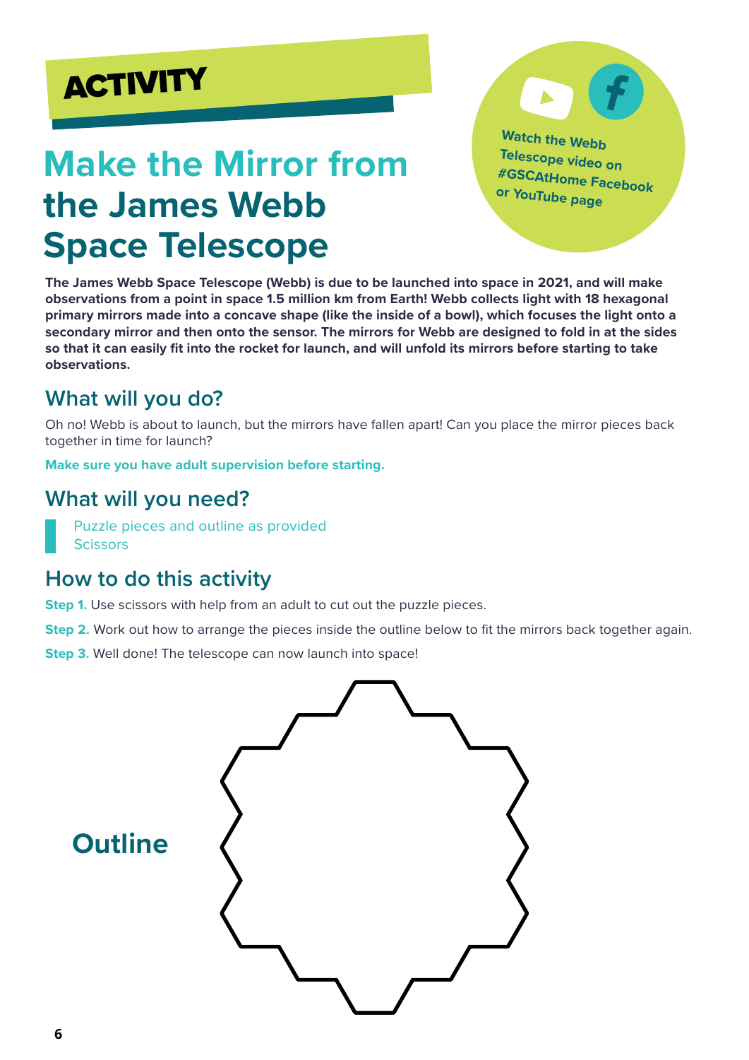ACTIVITY

# Make the Mirror from the James Webb Space Telescope

Watch the Webb Telescope video on #GSCAtHome Facebook or YouTube page

**The James Webb Space Telescope (Webb) is due to be launched into space in 2021, and will make observations from a point in space 1.5 million km from Earth! Webb collects light with 18 hexagonal primary mirrors made into a concave shape (like the inside of a bowl), which focuses the light onto a secondary mirror and then onto the sensor. The mirrors for Webb are designed to fold in at the sides so that it can easily fit into the rocket for launch, and will unfold its mirrors before starting to take observations.**

## What will you do?

Oh no! Webb is about to launch, but the mirrors have fallen apart! Can you place the mirror pieces back together in time for launch?

**Make sure you have adult supervision before starting.**

## What will you need?

- Puzzle pieces and outline as provided
- Scissors

## How to do this activity

**Step 1.** Use scissors with help from an adult to cut out the puzzle pieces.

**Step 2.** Work out how to arrange the pieces inside the outline below to fit the mirrors back together again.

**Step 3.** Well done! The telescope can now launch into space!

**Outline**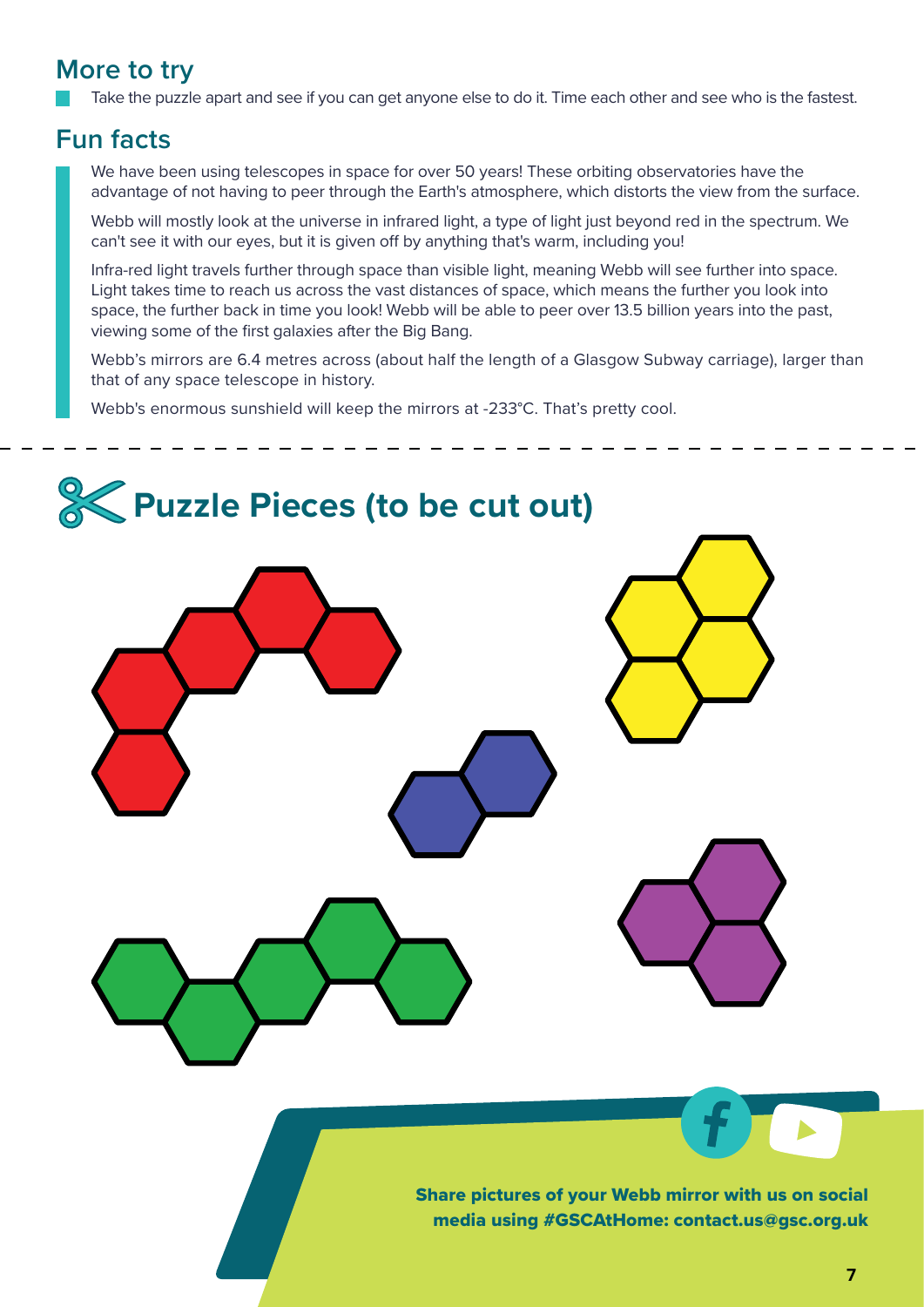## More to try

- Take the puzzle apart and see if you can get anyone else to do it. Time each other and see who is the fastest.

## Fun facts

We have been using telescopes in space for over 50 years! These orbiting observatories have the advantage of not having to peer through the Earth's atmosphere, which distorts the view from the surface.

Webb will mostly look at the universe in infrared light, a type of light just beyond red in the spectrum. We can't see it with our eyes, but it is given off by anything that's warm, including you!

Infra-red light travels further through space than visible light, meaning Webb will see further into space. Light takes time to reach us across the vast distances of space, which means the further you look into space, the further back in time you look! Webb will be able to peer over 13.5 billion years into the past, viewing some of the first galaxies after the Big Bang.

Webb's mirrors are 6.4 metres across (about half the length of a Glasgow Subway carriage), larger than that of any space telescope in history.

Webb's enormous sunshield will keep the mirrors at -233°C. That's pretty cool.

# Puzzle Pieces (to be cut out)

**Share pictures of your Webb mirror with us on social media using #GSCAtHome: contact.us@gsc.org.uk**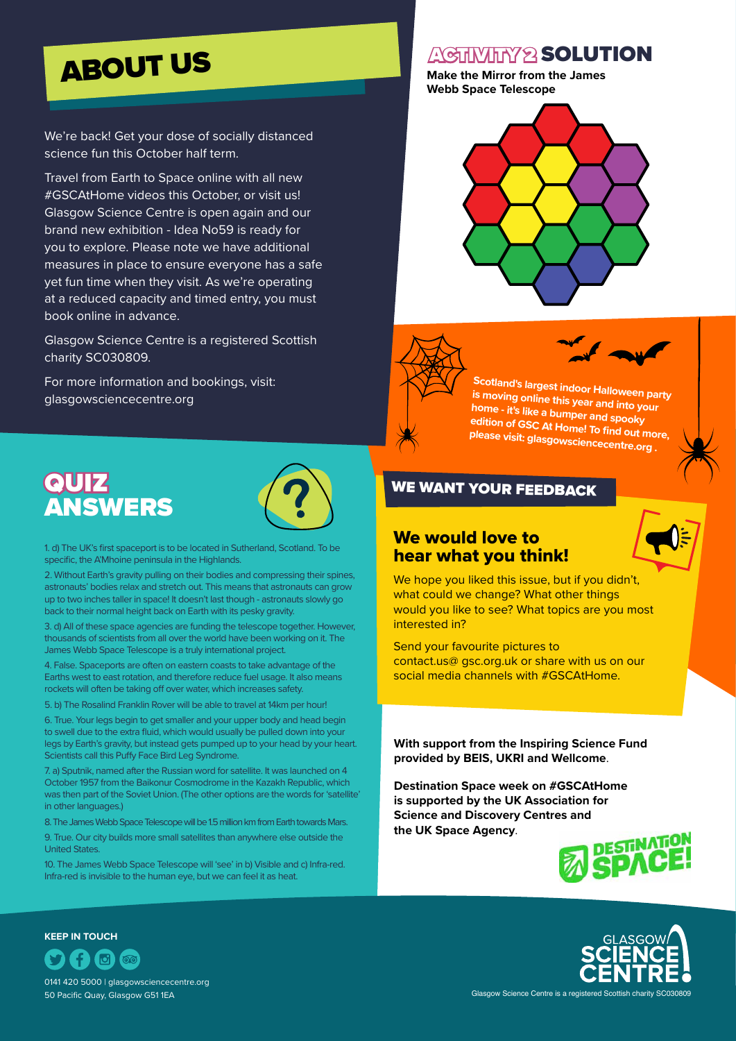# ABOUT US

We're back! Get your dose of socially distanced science fun this October half term.

Travel from Earth to Space online with all new #GSCAtHome videos this October, or visit us! Glasgow Science Centre is open again and our brand new exhibition - Idea No59 is ready for you to explore. Please note we have additional measures in place to ensure everyone has a safe yet fun time when they visit. As we're operating at a reduced capacity and timed entry, you must book online in advance.

Glasgow Science Centre is a registered Scottish charity SC030809.

For more information and bookings, visit: glasgowsciencecentre.org

# ACTIVITY 2 SOLUTION

**Make the Mirror from the James Webb Space Telescope**

Scotland's largest indoor Halloween party is moving online this year and into your home - it's like a bumper and spooky edition of GSC At Home! To find out more, please visit: glasgowsciencecentre.org .

# QUIZ ANSWERS

1. d) The UK's first spaceport is to be located in Sutherland, Scotland. To be specific, the A'Mhoine peninsula in the Highlands.
2. Without Earth's gravity pulling on their bodies and compressing their spines, astronauts' bodies relax and stretch out. This means that astronauts can grow up to two inches taller in space! It doesn't last though - astronauts slowly go back to their normal height back on Earth with its pesky gravity.
3. d) All of these space agencies are funding the telescope together. However, thousands of scientists from all over the world have been working on it. The James Webb Space Telescope is a truly international project.
4. False. Spaceports are often on eastern coasts to take advantage of the Earths west to east rotation, and therefore reduce fuel usage. It also means rockets will often be taking off over water, which increases safety.
5. b) The Rosalind Franklin Rover will be able to travel at 14km per hour!
6. True. Your legs begin to get smaller and your upper body and head begin to swell due to the extra fluid, which would usually be pulled down into your legs by Earth's gravity, but instead gets pumped up to your head by your heart. Scientists call this Puffy Face Bird Leg Syndrome.
7. a) Sputnik, named after the Russian word for satellite. It was launched on 4 October 1957 from the Baikonur Cosmodrome in the Kazakh Republic, which was then part of the Soviet Union. (The other options are the words for 'satellite' in other languages.)
8. The James Webb Space Telescope will be 1.5 million km from Earth towards Mars.
9. True. Our city builds more small satellites than anywhere else outside the United States.
10. The James Webb Space Telescope will 'see' in b) Visible and c) Infra-red. Infra-red is invisible to the human eye, but we can feel it as heat.

## WE WANT YOUR FEEDBACK

### We would love to hear what you think!

We hope you liked this issue, but if you didn't, what could we change? What other things would you like to see? What topics are you most interested in?

Send your favourite pictures to contact.us@ gsc.org.uk or share with us on our social media channels with #GSCAtHome.

**With support from the Inspiring Science Fund provided by BEIS, UKRI and Wellcome**.

**Destination Space week on #GSCAtHome is supported by the UK Association for Science and Discovery Centres and the UK Space Agency**.

DESTINATION SPACE!

**KEEP IN TOUCH**

0141 420 5000 | glasgowsciencecentre.org
50 Pacific Quay, Glasgow G51 1EA

GLASGOW SCIENCE CENTRE

Glasgow Science Centre is a registered Scottish charity SC030809